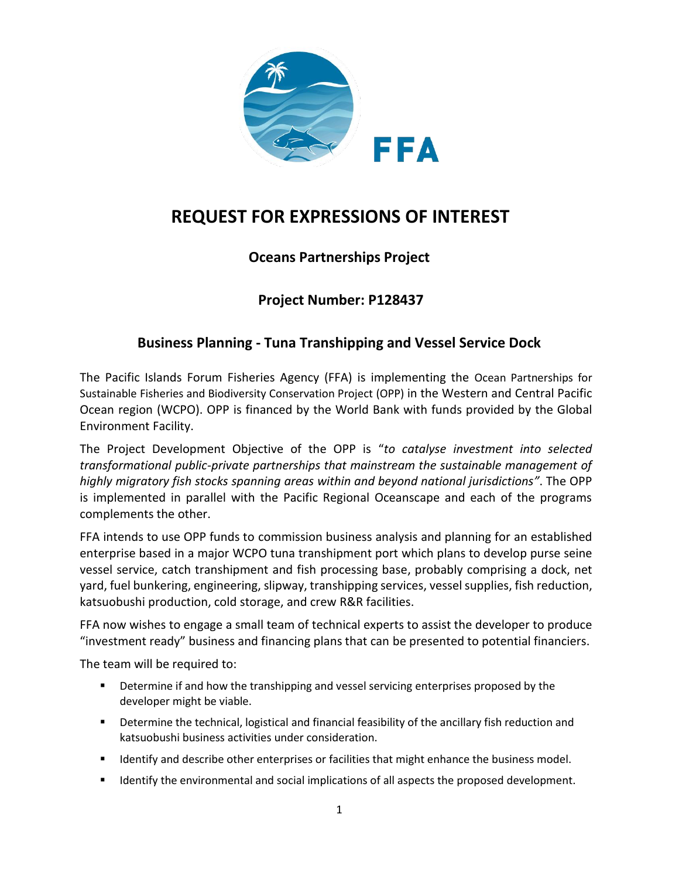FFA

# REQUEST FOR EXPRESSIONS OF INTEREST

## Oceans Partnerships Project

## Project Number: P128437

## Business Planning - Tuna Transhipping and Vessel Service Dock

The Pacific Islands Forum Fisheries Agency (FFA) is implementing the Ocean Partnerships for Sustainable Fisheries and Biodiversity Conservation Project (OPP) in the Western and Central Pacific Ocean region (WCPO). OPP is financed by the World Bank with funds provided by the Global Environment Facility.

The Project Development Objective of the OPP is "*to catalyse investment into selected transformational public-private partnerships that mainstream the sustainable management of highly migratory fish stocks spanning areas within and beyond national jurisdictions"*. The OPP is implemented in parallel with the Pacific Regional Oceanscape and each of the programs complements the other.

FFA intends to use OPP funds to commission business analysis and planning for an established enterprise based in a major WCPO tuna transhipment port which plans to develop purse seine vessel service, catch transhipment and fish processing base, probably comprising a dock, net yard, fuel bunkering, engineering, slipway, transhipping services, vessel supplies, fish reduction, katsuobushi production, cold storage, and crew R&R facilities.

FFA now wishes to engage a small team of technical experts to assist the developer to produce "investment ready" business and financing plans that can be presented to potential financiers.

The team will be required to:

- Determine if and how the transhipping and vessel servicing enterprises proposed by the developer might be viable.
- Determine the technical, logistical and financial feasibility of the ancillary fish reduction and katsuobushi business activities under consideration.
- Identify and describe other enterprises or facilities that might enhance the business model.
- Identify the environmental and social implications of all aspects the proposed development.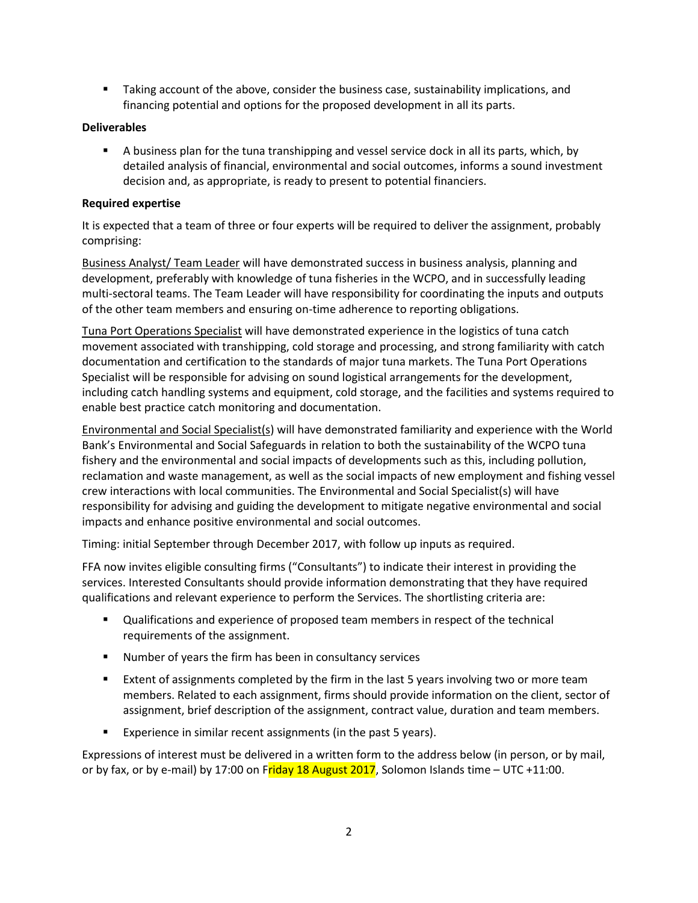- Taking account of the above, consider the business case, sustainability implications, and financing potential and options for the proposed development in all its parts.

**Deliverables**

- A business plan for the tuna transhipping and vessel service dock in all its parts, which, by detailed analysis of financial, environmental and social outcomes, informs a sound investment decision and, as appropriate, is ready to present to potential financiers.

**Required expertise**

It is expected that a team of three or four experts will be required to deliver the assignment, probably comprising:

Business Analyst/ Team Leader will have demonstrated success in business analysis, planning and development, preferably with knowledge of tuna fisheries in the WCPO, and in successfully leading multi-sectoral teams. The Team Leader will have responsibility for coordinating the inputs and outputs of the other team members and ensuring on-time adherence to reporting obligations.

Tuna Port Operations Specialist will have demonstrated experience in the logistics of tuna catch movement associated with transhipping, cold storage and processing, and strong familiarity with catch documentation and certification to the standards of major tuna markets. The Tuna Port Operations Specialist will be responsible for advising on sound logistical arrangements for the development, including catch handling systems and equipment, cold storage, and the facilities and systems required to enable best practice catch monitoring and documentation.

Environmental and Social Specialist(s) will have demonstrated familiarity and experience with the World Bank's Environmental and Social Safeguards in relation to both the sustainability of the WCPO tuna fishery and the environmental and social impacts of developments such as this, including pollution, reclamation and waste management, as well as the social impacts of new employment and fishing vessel crew interactions with local communities. The Environmental and Social Specialist(s) will have responsibility for advising and guiding the development to mitigate negative environmental and social impacts and enhance positive environmental and social outcomes.

Timing: initial September through December 2017, with follow up inputs as required.

FFA now invites eligible consulting firms ("Consultants") to indicate their interest in providing the services. Interested Consultants should provide information demonstrating that they have required qualifications and relevant experience to perform the Services. The shortlisting criteria are:

- Qualifications and experience of proposed team members in respect of the technical requirements of the assignment.
- Number of years the firm has been in consultancy services
- Extent of assignments completed by the firm in the last 5 years involving two or more team members. Related to each assignment, firms should provide information on the client, sector of assignment, brief description of the assignment, contract value, duration and team members.
- Experience in similar recent assignments (in the past 5 years).

Expressions of interest must be delivered in a written form to the address below (in person, or by mail, or by fax, or by e-mail) by 17:00 on Friday 18 August 2017, Solomon Islands time – UTC +11:00.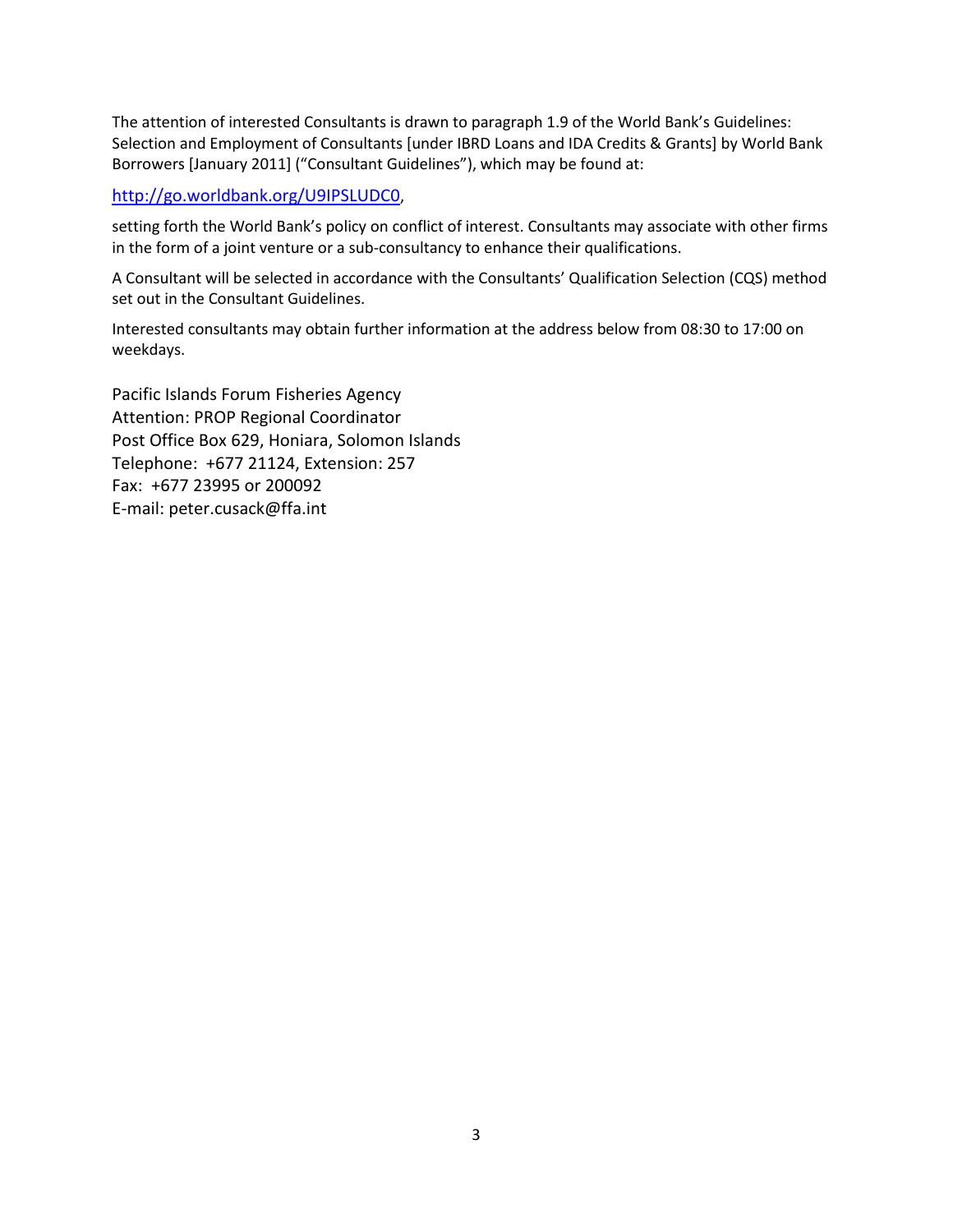The attention of interested Consultants is drawn to paragraph 1.9 of the World Bank's Guidelines: Selection and Employment of Consultants [under IBRD Loans and IDA Credits & Grants] by World Bank Borrowers [January 2011] ("Consultant Guidelines"), which may be found at:

http://go.worldbank.org/U9IPSLUDC0,

setting forth the World Bank's policy on conflict of interest. Consultants may associate with other firms in the form of a joint venture or a sub-consultancy to enhance their qualifications.

A Consultant will be selected in accordance with the Consultants' Qualification Selection (CQS) method set out in the Consultant Guidelines.

Interested consultants may obtain further information at the address below from 08:30 to 17:00 on weekdays.

Pacific Islands Forum Fisheries Agency  
Attention: PROP Regional Coordinator  
Post Office Box 629, Honiara, Solomon Islands  
Telephone: +677 21124, Extension: 257  
Fax: +677 23995 or 200092  
E-mail: peter.cusack@ffa.int